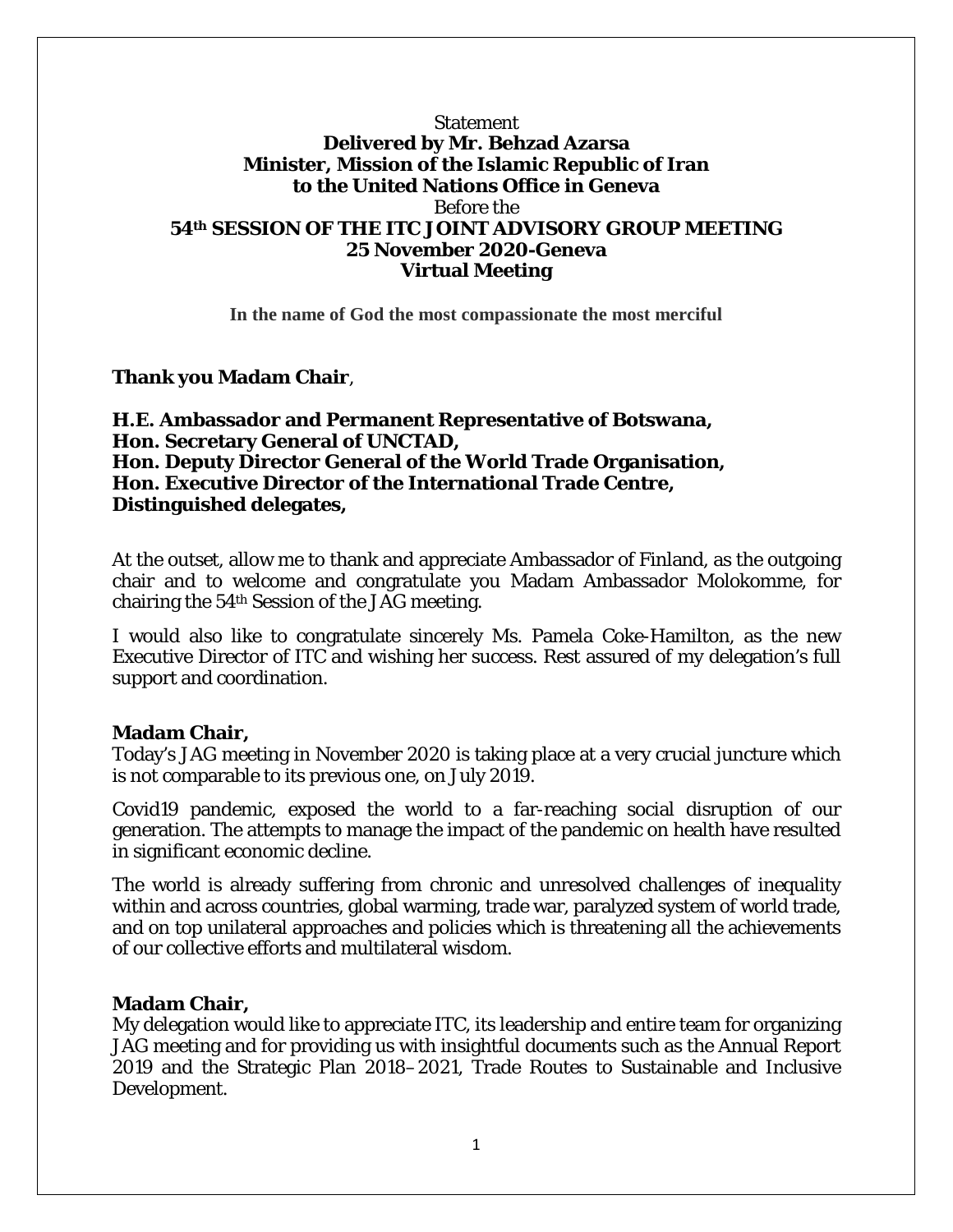Statement
**Delivered by Mr. Behzad Azarsa**
**Minister, Mission of the Islamic Republic of Iran**
**to the United Nations Office in Geneva**
Before the
**54th SESSION OF THE ITC JOINT ADVISORY GROUP MEETING**
**25 November 2020-Geneva**
**Virtual Meeting**

**In the name of God the most compassionate the most merciful**

**Thank you Madam Chair**,

**H.E. Ambassador and Permanent Representative of Botswana,**
**Hon. Secretary General of UNCTAD,**
**Hon. Deputy Director General of the World Trade Organisation,**
**Hon. Executive Director of the International Trade Centre,**
**Distinguished delegates,**

At the outset, allow me to thank and appreciate Ambassador of Finland, as the outgoing chair and to welcome and congratulate you Madam Ambassador Molokomme, for chairing the 54th Session of the JAG meeting.

I would also like to congratulate sincerely Ms. Pamela Coke-Hamilton, as the new Executive Director of ITC and wishing her success. Rest assured of my delegation's full support and coordination.

**Madam Chair,**
Today's JAG meeting in November 2020 is taking place at a very crucial juncture which is not comparable to its previous one, on July 2019.

Covid19 pandemic, exposed the world to a far-reaching social disruption of our generation. The attempts to manage the impact of the pandemic on health have resulted in significant economic decline.

The world is already suffering from chronic and unresolved challenges of inequality within and across countries, global warming, trade war, paralyzed system of world trade, and on top unilateral approaches and policies which is threatening all the achievements of our collective efforts and multilateral wisdom.

**Madam Chair,**
My delegation would like to appreciate ITC, its leadership and entire team for organizing JAG meeting and for providing us with insightful documents such as the Annual Report 2019 and the Strategic Plan 2018–2021, Trade Routes to Sustainable and Inclusive Development.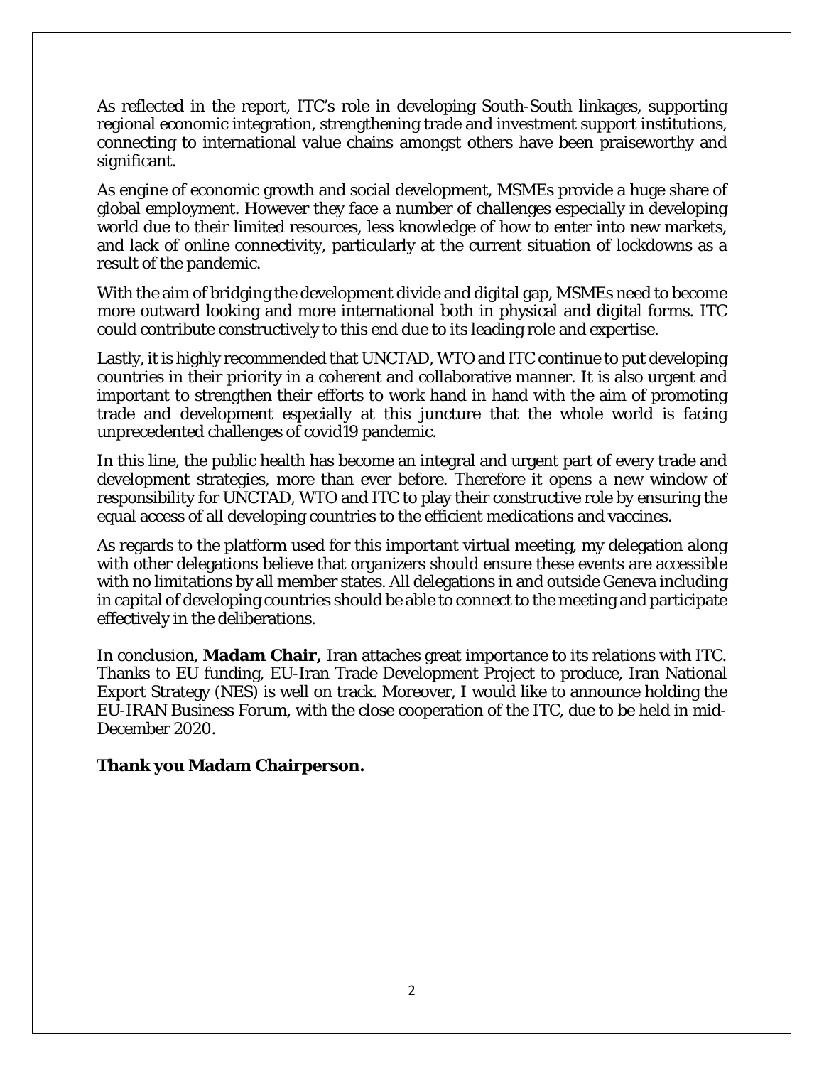As reflected in the report, ITC's role in developing South-South linkages, supporting regional economic integration, strengthening trade and investment support institutions, connecting to international value chains amongst others have been praiseworthy and significant.

As engine of economic growth and social development, MSMEs provide a huge share of global employment. However they face a number of challenges especially in developing world due to their limited resources, less knowledge of how to enter into new markets, and lack of online connectivity, particularly at the current situation of lockdowns as a result of the pandemic.

With the aim of bridging the development divide and digital gap, MSMEs need to become more outward looking and more international both in physical and digital forms. ITC could contribute constructively to this end due to its leading role and expertise.

Lastly, it is highly recommended that UNCTAD, WTO and ITC continue to put developing countries in their priority in a coherent and collaborative manner. It is also urgent and important to strengthen their efforts to work hand in hand with the aim of promoting trade and development especially at this juncture that the whole world is facing unprecedented challenges of covid19 pandemic.

In this line, the public health has become an integral and urgent part of every trade and development strategies, more than ever before. Therefore it opens a new window of responsibility for UNCTAD, WTO and ITC to play their constructive role by ensuring the equal access of all developing countries to the efficient medications and vaccines.

As regards to the platform used for this important virtual meeting, my delegation along with other delegations believe that organizers should ensure these events are accessible with no limitations by all member states. All delegations in and outside Geneva including in capital of developing countries should be able to connect to the meeting and participate effectively in the deliberations.

In conclusion, **Madam Chair,** Iran attaches great importance to its relations with ITC. Thanks to EU funding, EU-Iran Trade Development Project to produce, Iran National Export Strategy (NES) is well on track. Moreover, I would like to announce holding the EU-IRAN Business Forum, with the close cooperation of the ITC, due to be held in mid-December 2020.

**Thank you Madam Chairperson.**